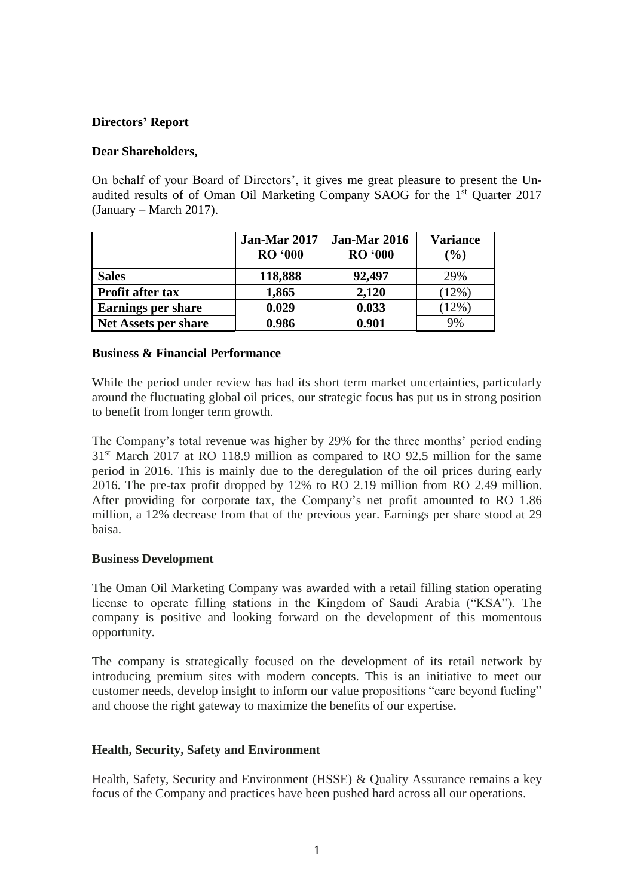**Directors' Report**

**Dear Shareholders,**

On behalf of your Board of Directors', it gives me great pleasure to present the Un-audited results of of Oman Oil Marketing Company SAOG for the 1st Quarter 2017 (January – March 2017).

| | Jan-Mar 2017 RO '000 | Jan-Mar 2016 RO '000 | Variance (%) |
|---|---|---|---|
| **Sales** | **118,888** | **92,497** | 29% |
| **Profit after tax** | **1,865** | **2,120** | (12%) |
| **Earnings per share** | **0.029** | **0.033** | (12%) |
| **Net Assets per share** | **0.986** | **0.901** | 9% |

**Business & Financial Performance**

While the period under review has had its short term market uncertainties, particularly around the fluctuating global oil prices, our strategic focus has put us in strong position to benefit from longer term growth.

The Company's total revenue was higher by 29% for the three months' period ending 31st March 2017 at RO 118.9 million as compared to RO 92.5 million for the same period in 2016. This is mainly due to the deregulation of the oil prices during early 2016. The pre-tax profit dropped by 12% to RO 2.19 million from RO 2.49 million. After providing for corporate tax, the Company's net profit amounted to RO 1.86 million, a 12% decrease from that of the previous year. Earnings per share stood at 29 baisa.

**Business Development**

The Oman Oil Marketing Company was awarded with a retail filling station operating license to operate filling stations in the Kingdom of Saudi Arabia ("KSA"). The company is positive and looking forward on the development of this momentous opportunity.

The company is strategically focused on the development of its retail network by introducing premium sites with modern concepts. This is an initiative to meet our customer needs, develop insight to inform our value propositions "care beyond fueling" and choose the right gateway to maximize the benefits of our expertise.

**Health, Security, Safety and Environment**

Health, Safety, Security and Environment (HSSE) & Quality Assurance remains a key focus of the Company and practices have been pushed hard across all our operations.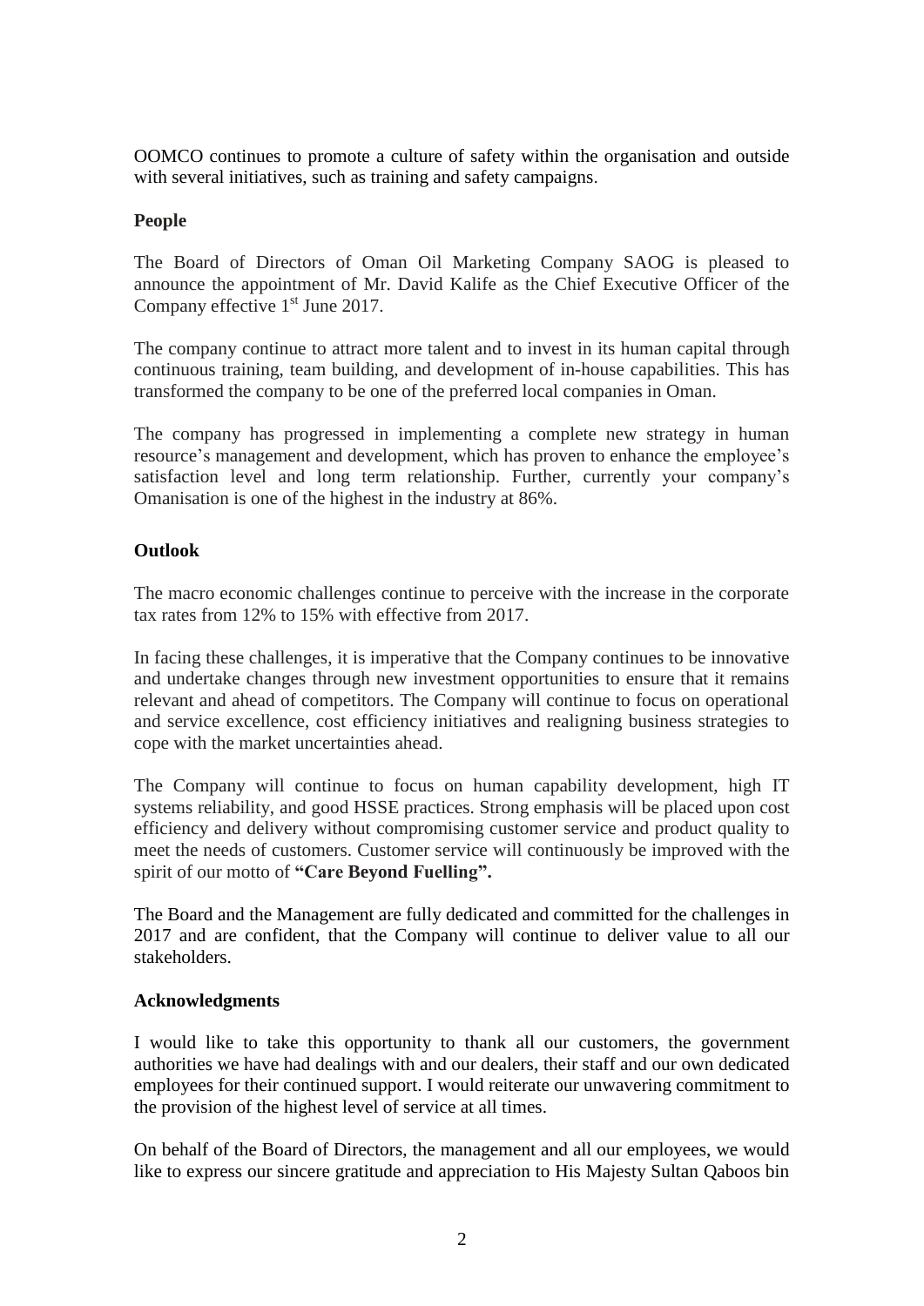OOMCO continues to promote a culture of safety within the organisation and outside with several initiatives, such as training and safety campaigns.

**People**

The Board of Directors of Oman Oil Marketing Company SAOG is pleased to announce the appointment of Mr. David Kalife as the Chief Executive Officer of the Company effective 1st June 2017.

The company continue to attract more talent and to invest in its human capital through continuous training, team building, and development of in-house capabilities. This has transformed the company to be one of the preferred local companies in Oman.

The company has progressed in implementing a complete new strategy in human resource's management and development, which has proven to enhance the employee's satisfaction level and long term relationship. Further, currently your company's Omanisation is one of the highest in the industry at 86%.

**Outlook**

The macro economic challenges continue to perceive with the increase in the corporate tax rates from 12% to 15% with effective from 2017.

In facing these challenges, it is imperative that the Company continues to be innovative and undertake changes through new investment opportunities to ensure that it remains relevant and ahead of competitors. The Company will continue to focus on operational and service excellence, cost efficiency initiatives and realigning business strategies to cope with the market uncertainties ahead.

The Company will continue to focus on human capability development, high IT systems reliability, and good HSSE practices. Strong emphasis will be placed upon cost efficiency and delivery without compromising customer service and product quality to meet the needs of customers. Customer service will continuously be improved with the spirit of our motto of **"Care Beyond Fuelling".**

The Board and the Management are fully dedicated and committed for the challenges in 2017 and are confident, that the Company will continue to deliver value to all our stakeholders.

**Acknowledgments**

I would like to take this opportunity to thank all our customers, the government authorities we have had dealings with and our dealers, their staff and our own dedicated employees for their continued support. I would reiterate our unwavering commitment to the provision of the highest level of service at all times.

On behalf of the Board of Directors, the management and all our employees, we would like to express our sincere gratitude and appreciation to His Majesty Sultan Qaboos bin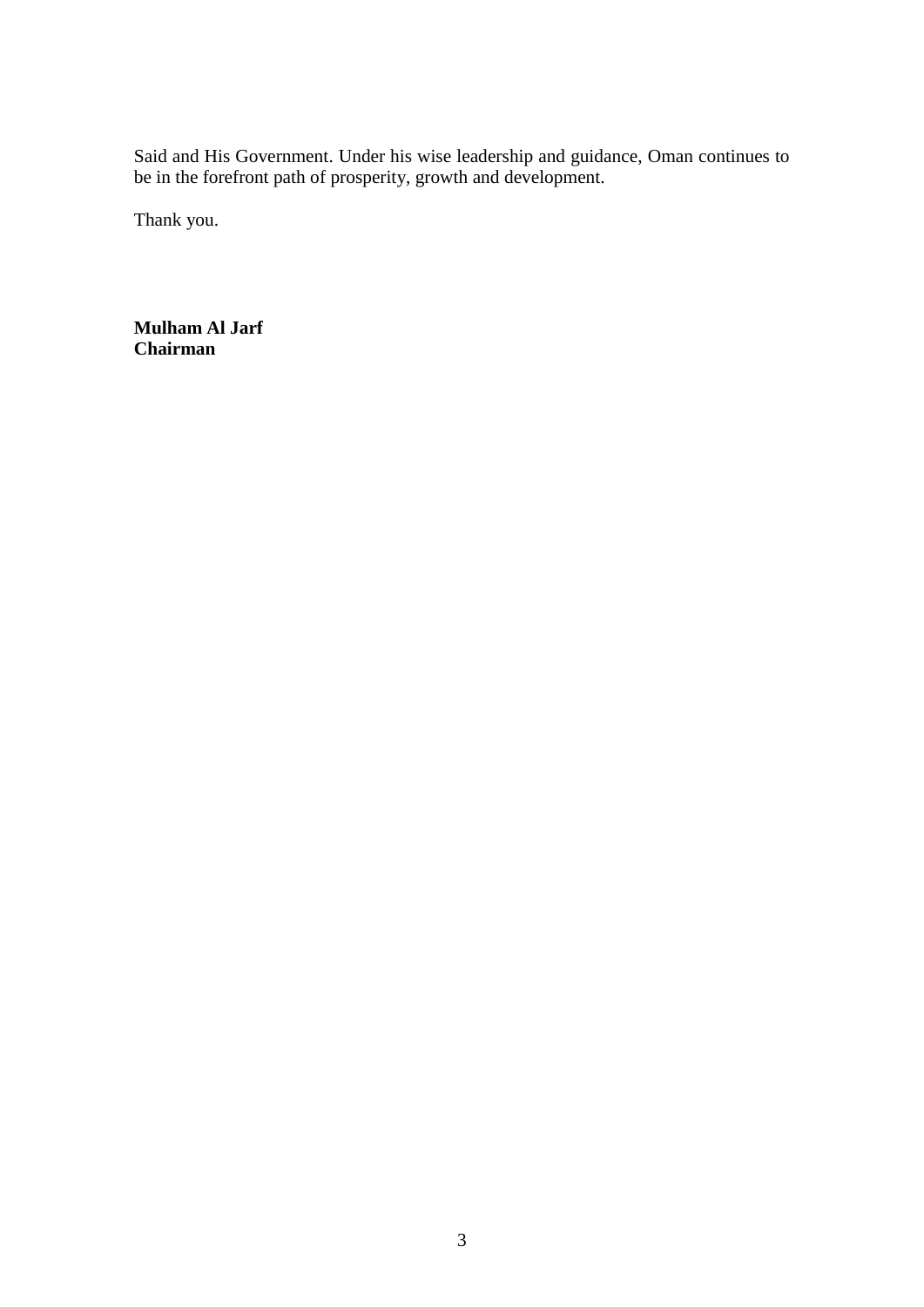Said and His Government. Under his wise leadership and guidance, Oman continues to be in the forefront path of prosperity, growth and development.

Thank you.

**Mulham Al Jarf**
**Chairman**